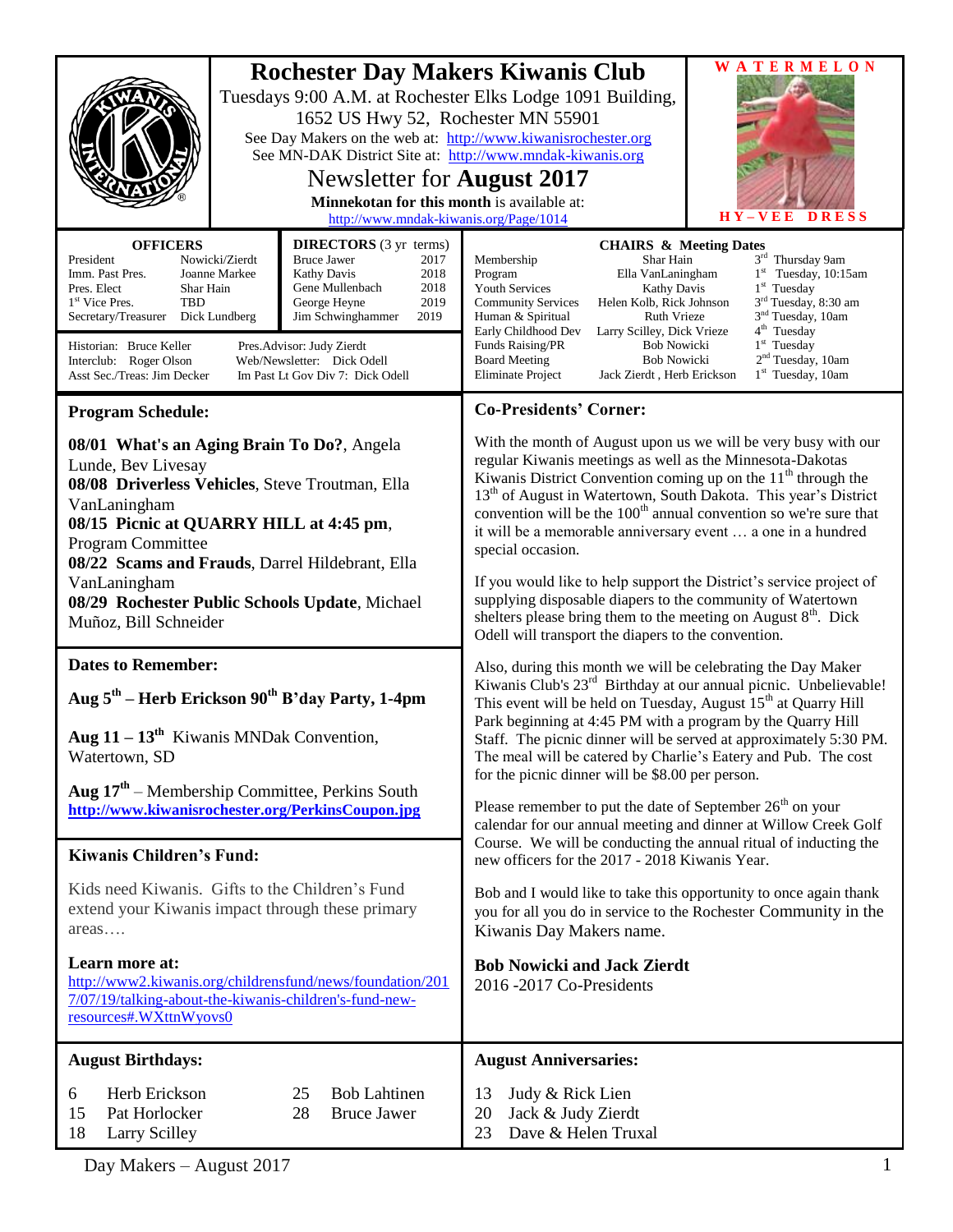# Rochester Day Makers Kiwanis Club

Tuesdays 9:00 A.M. at Rochester Elks Lodge 1091 Building, 1652 US Hwy 52, Rochester MN 55901

See Day Makers on the web at: http://www.kiwanisrochester.org

See MN-DAK District Site at: http://www.mndak-kiwanis.org

## Newsletter for August 2017

**Minnekotan for this month** is available at: http://www.mndak-kiwanis.org/Page/1014

**WATERMELON HY-VEE DRESS**

| **OFFICERS** | |
|---|---|
| President | Nowicki/Zierdt |
| Imm. Past Pres. | Joanne Markee |
| Pres. Elect | Shar Hain |
| 1st Vice Pres. | TBD |
| Secretary/Treasurer | Dick Lundberg |

| **DIRECTORS** (3 yr terms) | |
|---|---|
| Bruce Jawer | 2017 |
| Kathy Davis | 2018 |
| Gene Mullenbach | 2018 |
| George Heyne | 2019 |
| Jim Schwinghammer | 2019 |

Historian: Bruce Keller
Interclub: Roger Olson
Asst Sec./Treas: Jim Decker
Pres.Advisor: Judy Zierdt
Web/Newsletter: Dick Odell
Im Past Lt Gov Div 7: Dick Odell

| **CHAIRS & Meeting Dates** | | |
|---|---|---|
| Membership | Shar Hain | 3rd Thursday 9am |
| Program | Ella VanLaningham | 1st Tuesday, 10:15am |
| Youth Services | Kathy Davis | 1st Tuesday |
| Community Services | Helen Kolb, Rick Johnson | 3rd Tuesday, 8:30 am |
| Human & Spiritual | Ruth Vrieze | 3nd Tuesday, 10am |
| Early Childhood Dev | Larry Scilley, Dick Vrieze | 4th Tuesday |
| Funds Raising/PR | Bob Nowicki | 1st Tuesday |
| Board Meeting | Bob Nowicki | 2nd Tuesday, 10am |
| Eliminate Project | Jack Zierdt , Herb Erickson | 1st Tuesday, 10am |

## Program Schedule:

**08/01 What's an Aging Brain To Do?**, Angela Lunde, Bev Livesay
**08/08 Driverless Vehicles**, Steve Troutman, Ella VanLaningham
**08/15 Picnic at QUARRY HILL at 4:45 pm**, Program Committee
**08/22 Scams and Frauds**, Darrel Hildebrant, Ella VanLaningham
**08/29 Rochester Public Schools Update**, Michael Muñoz, Bill Schneider

## Dates to Remember:

**Aug 5th – Herb Erickson 90th B'day Party, 1-4pm**

**Aug 11 – 13th** Kiwanis MNDak Convention, Watertown, SD

**Aug 17th** – Membership Committee, Perkins South
**http://www.kiwanisrochester.org/PerkinsCoupon.jpg**

## Kiwanis Children's Fund:

Kids need Kiwanis. Gifts to the Children's Fund extend your Kiwanis impact through these primary areas….

**Learn more at:**
http://www2.kiwanis.org/childrensfund/news/foundation/2017/07/19/talking-about-the-kiwanis-children's-fund-new-resources#.WXttnWyovs0

## Co-Presidents' Corner:

With the month of August upon us we will be very busy with our regular Kiwanis meetings as well as the Minnesota-Dakotas Kiwanis District Convention coming up on the 11th through the 13th of August in Watertown, South Dakota. This year's District convention will be the 100th annual convention so we're sure that it will be a memorable anniversary event … a one in a hundred special occasion.

If you would like to help support the District's service project of supplying disposable diapers to the community of Watertown shelters please bring them to the meeting on August 8th. Dick Odell will transport the diapers to the convention.

Also, during this month we will be celebrating the Day Maker Kiwanis Club's 23rd Birthday at our annual picnic. Unbelievable! This event will be held on Tuesday, August 15th at Quarry Hill Park beginning at 4:45 PM with a program by the Quarry Hill Staff. The picnic dinner will be served at approximately 5:30 PM. The meal will be catered by Charlie's Eatery and Pub. The cost for the picnic dinner will be $8.00 per person.

Please remember to put the date of September 26th on your calendar for our annual meeting and dinner at Willow Creek Golf Course. We will be conducting the annual ritual of inducting the new officers for the 2017 - 2018 Kiwanis Year.

Bob and I would like to take this opportunity to once again thank you for all you do in service to the Rochester Community in the Kiwanis Day Makers name.

**Bob Nowicki and Jack Zierdt**
2016 -2017 Co-Presidents

## August Birthdays:

| | | | |
|---|---|---|---|
| 6 | Herb Erickson | 25 | Bob Lahtinen |
| 15 | Pat Horlocker | 28 | Bruce Jawer |
| 18 | Larry Scilley | | |

## August Anniversaries:

| | |
|---|---|
| 13 | Judy & Rick Lien |
| 20 | Jack & Judy Zierdt |
| 23 | Dave & Helen Truxal |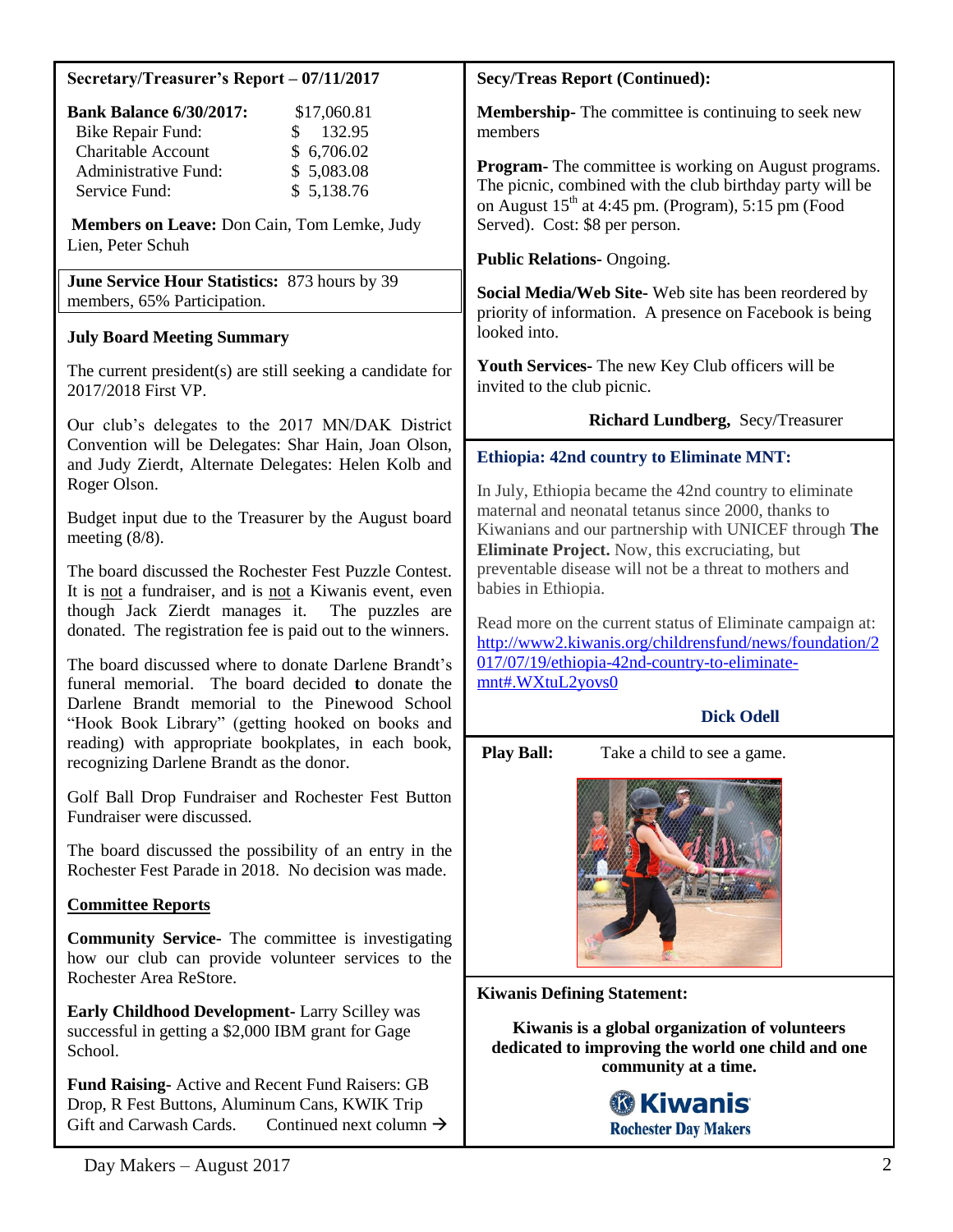**Secretary/Treasurer's Report – 07/11/2017**

| **Bank Balance 6/30/2017:** | $17,060.81 |
|---|---|
| Bike Repair Fund: | $ 132.95 |
| Charitable Account | $ 6,706.02 |
| Administrative Fund: | $ 5,083.08 |
| Service Fund: | $ 5,138.76 |

**Members on Leave:** Don Cain, Tom Lemke, Judy Lien, Peter Schuh

**June Service Hour Statistics:** 873 hours by 39 members, 65% Participation.

**July Board Meeting Summary**

The current president(s) are still seeking a candidate for 2017/2018 First VP.

Our club's delegates to the 2017 MN/DAK District Convention will be Delegates: Shar Hain, Joan Olson, and Judy Zierdt, Alternate Delegates: Helen Kolb and Roger Olson.

Budget input due to the Treasurer by the August board meeting (8/8).

The board discussed the Rochester Fest Puzzle Contest. It is not a fundraiser, and is not a Kiwanis event, even though Jack Zierdt manages it. The puzzles are donated. The registration fee is paid out to the winners.

The board discussed where to donate Darlene Brandt's funeral memorial. The board decided to donate the Darlene Brandt memorial to the Pinewood School "Hook Book Library" (getting hooked on books and reading) with appropriate bookplates, in each book, recognizing Darlene Brandt as the donor.

Golf Ball Drop Fundraiser and Rochester Fest Button Fundraiser were discussed.

The board discussed the possibility of an entry in the Rochester Fest Parade in 2018. No decision was made.

**Committee Reports**

**Community Service-** The committee is investigating how our club can provide volunteer services to the Rochester Area ReStore.

**Early Childhood Development-** Larry Scilley was successful in getting a $2,000 IBM grant for Gage School.

**Fund Raising-** Active and Recent Fund Raisers: GB Drop, R Fest Buttons, Aluminum Cans, KWIK Trip Gift and Carwash Cards. Continued next column →

**Secy/Treas Report (Continued):**

**Membership-** The committee is continuing to seek new members

**Program-** The committee is working on August programs. The picnic, combined with the club birthday party will be on August 15th at 4:45 pm. (Program), 5:15 pm (Food Served). Cost: $8 per person.

**Public Relations-** Ongoing.

**Social Media/Web Site-** Web site has been reordered by priority of information. A presence on Facebook is being looked into.

**Youth Services-** The new Key Club officers will be invited to the club picnic.

**Richard Lundberg,** Secy/Treasurer

**Ethiopia: 42nd country to Eliminate MNT:**

In July, Ethiopia became the 42nd country to eliminate maternal and neonatal tetanus since 2000, thanks to Kiwanians and our partnership with UNICEF through **The Eliminate Project.** Now, this excruciating, but preventable disease will not be a threat to mothers and babies in Ethiopia.

Read more on the current status of Eliminate campaign at: http://www2.kiwanis.org/childrensfund/news/foundation/2017/07/19/ethiopia-42nd-country-to-eliminate-mnt#.WXtuL2yovs0

**Dick Odell**

**Play Ball:** Take a child to see a game.

**Kiwanis Defining Statement:**

**Kiwanis is a global organization of volunteers dedicated to improving the world one child and one community at a time.**

Kiwanis
Rochester Day Makers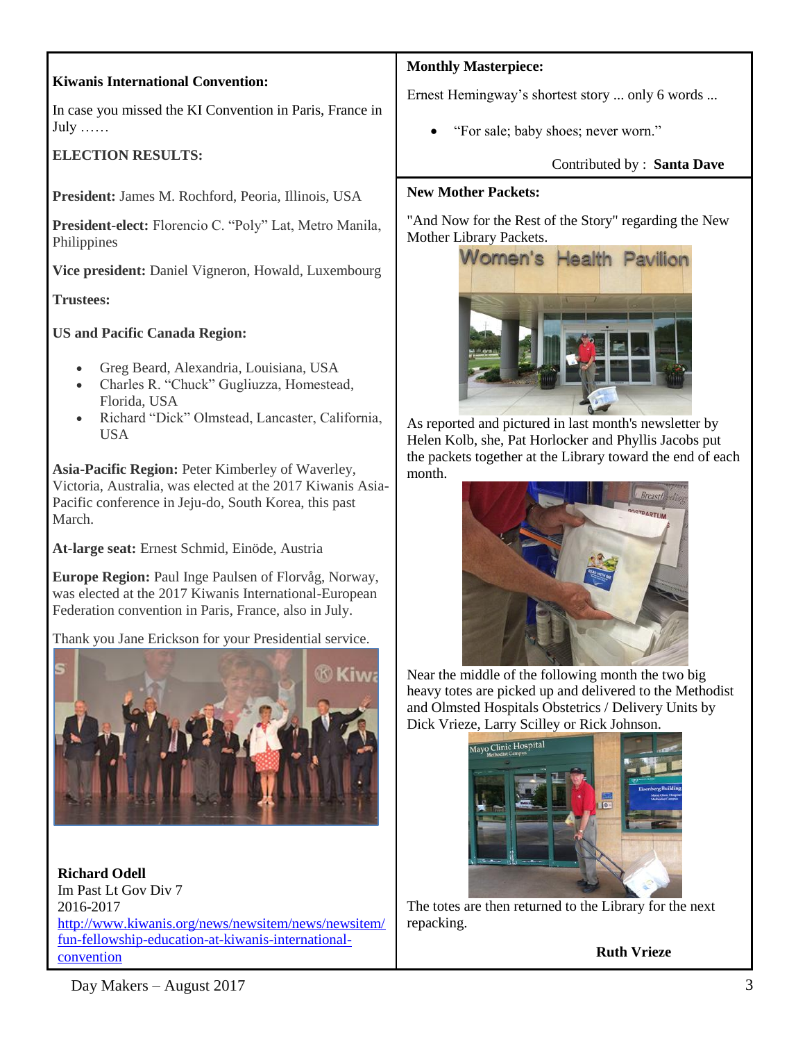**Kiwanis International Convention:**

In case you missed the KI Convention in Paris, France in July ……

**ELECTION RESULTS:**

**President:** James M. Rochford, Peoria, Illinois, USA

**President-elect:** Florencio C. "Poly" Lat, Metro Manila, Philippines

**Vice president:** Daniel Vigneron, Howald, Luxembourg

**Trustees:**

**US and Pacific Canada Region:**

- Greg Beard, Alexandria, Louisiana, USA
- Charles R. "Chuck" Gugliuzza, Homestead, Florida, USA
- Richard "Dick" Olmstead, Lancaster, California, USA

**Asia-Pacific Region:** Peter Kimberley of Waverley, Victoria, Australia, was elected at the 2017 Kiwanis Asia-Pacific conference in Jeju-do, South Korea, this past March.

**At-large seat:** Ernest Schmid, Einöde, Austria

**Europe Region:** Paul Inge Paulsen of Florvåg, Norway, was elected at the 2017 Kiwanis International-European Federation convention in Paris, France, also in July.

Thank you Jane Erickson for your Presidential service.

**Richard Odell**
Im Past Lt Gov Div 7
2016-2017
http://www.kiwanis.org/news/newsitem/news/newsitem/fun-fellowship-education-at-kiwanis-international-convention

**Monthly Masterpiece:**

Ernest Hemingway's shortest story ... only 6 words ...

- "For sale; baby shoes; never worn."

Contributed by : **Santa Dave**

**New Mother Packets:**

"And Now for the Rest of the Story" regarding the New Mother Library Packets.

As reported and pictured in last month's newsletter by Helen Kolb, she, Pat Horlocker and Phyllis Jacobs put the packets together at the Library toward the end of each month.

Near the middle of the following month the two big heavy totes are picked up and delivered to the Methodist and Olmsted Hospitals Obstetrics / Delivery Units by Dick Vrieze, Larry Scilley or Rick Johnson.

The totes are then returned to the Library for the next repacking.

**Ruth Vrieze**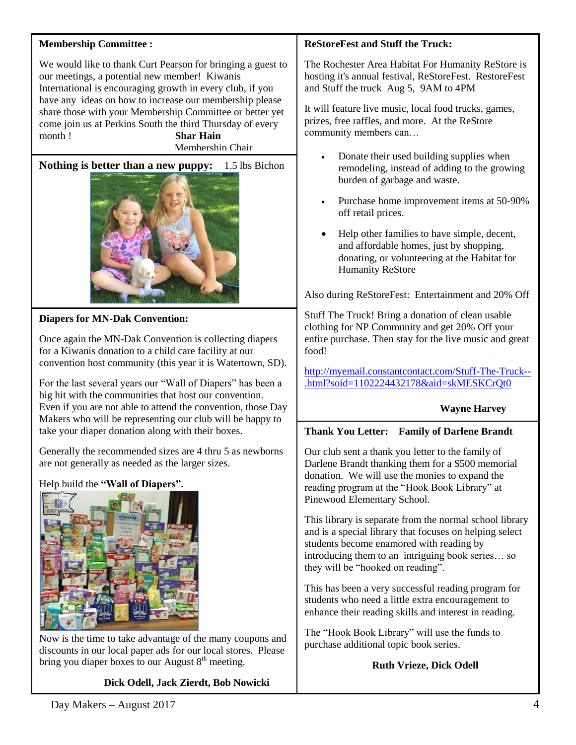**Membership Committee :**

We would like to thank Curt Pearson for bringing a guest to our meetings, a potential new member! Kiwanis International is encouraging growth in every club, if you have any ideas on how to increase our membership please share those with your Membership Committee or better yet come join us at Perkins South the third Thursday of every month !

**Shar Hain**
Membership Chair

**Nothing is better than a new puppy:** 1.5 lbs Bichon

**Diapers for MN-Dak Convention:**

Once again the MN-Dak Convention is collecting diapers for a Kiwanis donation to a child care facility at our convention host community (this year it is Watertown, SD).

For the last several years our "Wall of Diapers" has been a big hit with the communities that host our convention. Even if you are not able to attend the convention, those Day Makers who will be representing our club will be happy to take your diaper donation along with their boxes.

Generally the recommended sizes are 4 thru 5 as newborns are not generally as needed as the larger sizes.

Help build the **"Wall of Diapers".**

Now is the time to take advantage of the many coupons and discounts in our local paper ads for our local stores. Please bring you diaper boxes to our August 8th meeting.

**Dick Odell, Jack Zierdt, Bob Nowicki**

**ReStoreFest and Stuff the Truck:**

The Rochester Area Habitat For Humanity ReStore is hosting it's annual festival, ReStoreFest. RestoreFest and Stuff the truck Aug 5, 9AM to 4PM

It will feature live music, local food trucks, games, prizes, free raffles, and more. At the ReStore community members can…

- Donate their used building supplies when remodeling, instead of adding to the growing burden of garbage and waste.
- Purchase home improvement items at 50-90% off retail prices.
- Help other families to have simple, decent, and affordable homes, just by shopping, donating, or volunteering at the Habitat for Humanity ReStore

Also during ReStoreFest: Entertainment and 20% Off

Stuff The Truck! Bring a donation of clean usable clothing for NP Community and get 20% Off your entire purchase. Then stay for the live music and great food!

http://myemail.constantcontact.com/Stuff-The-Truck--.html?soid=1102224432178&aid=skMESKCrQt0

**Wayne Harvey**

**Thank You Letter: Family of Darlene Brandt**

Our club sent a thank you letter to the family of Darlene Brandt thanking them for a $500 memorial donation. We will use the monies to expand the reading program at the "Hook Book Library" at Pinewood Elementary School.

This library is separate from the normal school library and is a special library that focuses on helping select students become enamored with reading by introducing them to an intriguing book series… so they will be "hooked on reading".

This has been a very successful reading program for students who need a little extra encouragement to enhance their reading skills and interest in reading.

The "Hook Book Library" will use the funds to purchase additional topic book series.

**Ruth Vrieze, Dick Odell**